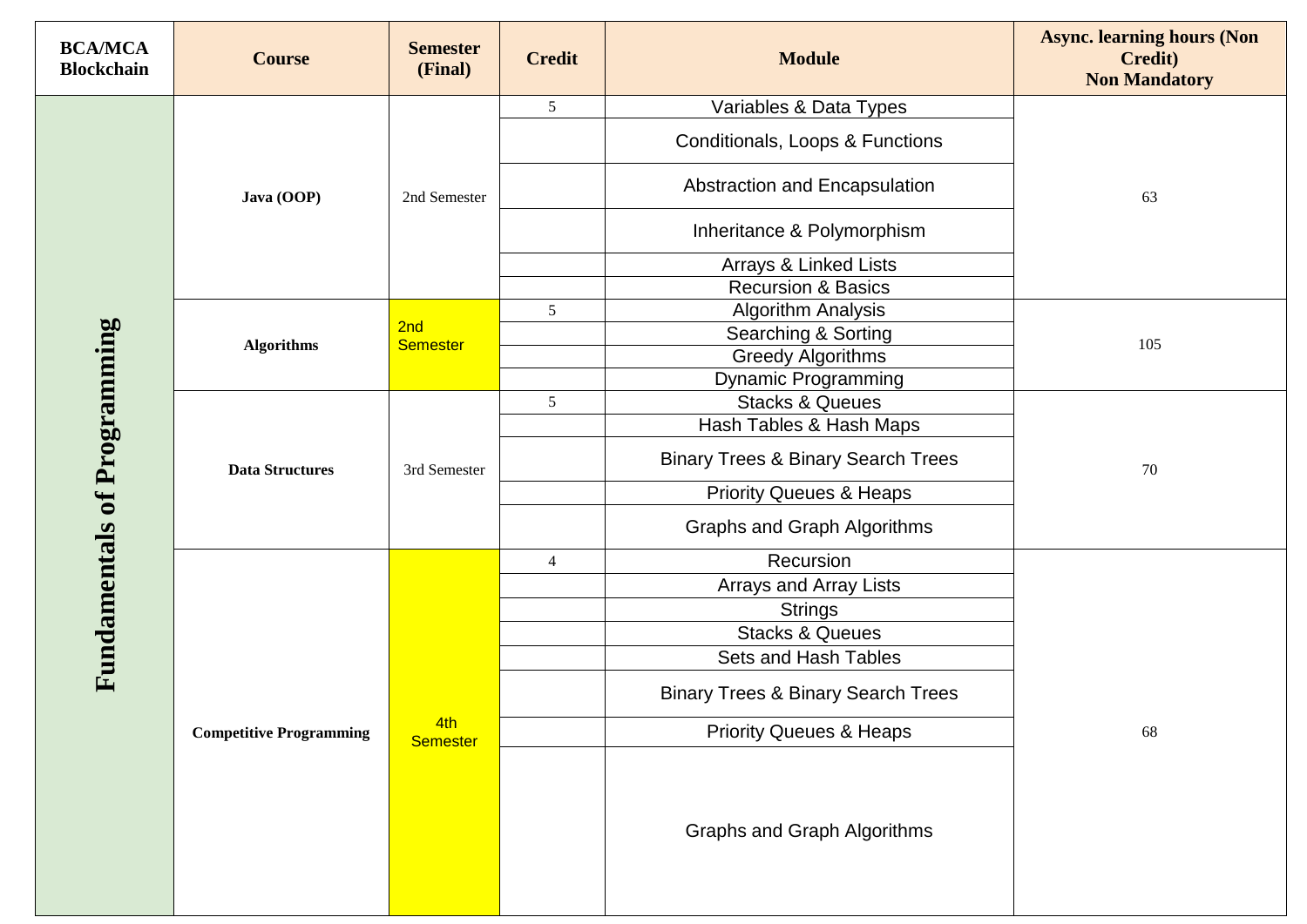| BCA/MCA Blockchain | Course | Semester (Final) | Credit | Module | Async. learning hours (Non Credit) Non Mandatory |
|---|---|---|---|---|---|
| Fundamentals of Programming | Java (OOP) | 2nd Semester | 5 | Variables & Data Types | 63 |
| | | | | Conditionals, Loops & Functions | |
| | | | | Abstraction and Encapsulation | |
| | | | | Inheritance & Polymorphism | |
| | | | | Arrays & Linked Lists | |
| | | | | Recursion & Basics | |
| | Algorithms | 2nd Semester | 5 | Algorithm Analysis | 105 |
| | | | | Searching & Sorting | |
| | | | | Greedy Algorithms | |
| | | | | Dynamic Programming | |
| | Data Structures | 3rd Semester | 5 | Stacks & Queues | 70 |
| | | | | Hash Tables & Hash Maps | |
| | | | | Binary Trees & Binary Search Trees | |
| | | | | Priority Queues & Heaps | |
| | | | | Graphs and Graph Algorithms | |
| | Competitive Programming | 4th Semester | 4 | Recursion | 68 |
| | | | | Arrays and Array Lists | |
| | | | | Strings | |
| | | | | Stacks & Queues | |
| | | | | Sets and Hash Tables | |
| | | | | Binary Trees & Binary Search Trees | |
| | | | | Priority Queues & Heaps | |
| | | | | Graphs and Graph Algorithms | |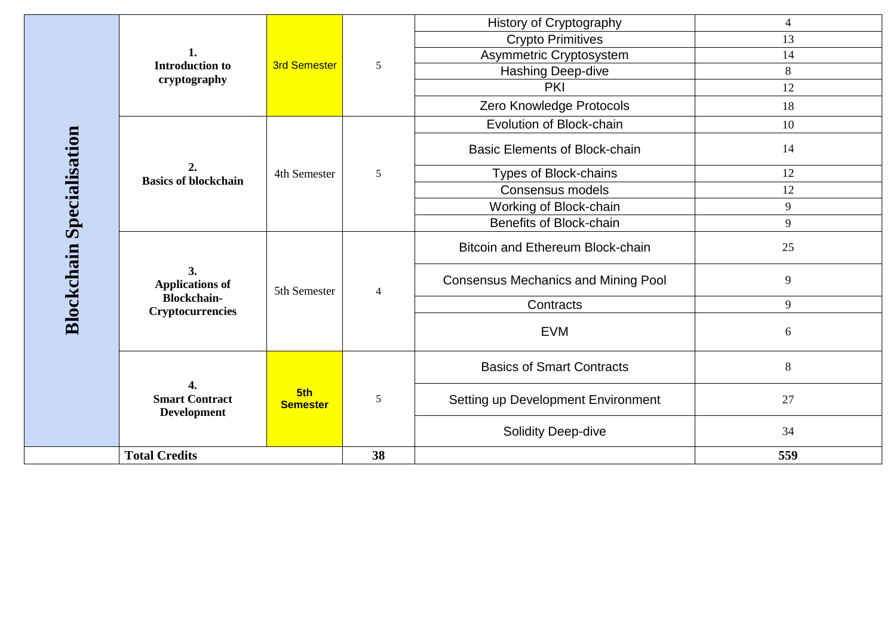| | | | | | |
|---|---|---|---|---|---|
| **Blockchain Specialisation** | **1. Introduction to cryptography** | 3rd Semester | 5 | History of Cryptography | 4 |
| | | | | Crypto Primitives | 13 |
| | | | | Asymmetric Cryptosystem | 14 |
| | | | | Hashing Deep-dive | 8 |
| | | | | PKI | 12 |
| | | | | Zero Knowledge Protocols | 18 |
| | **2. Basics of blockchain** | 4th Semester | 5 | Evolution of Block-chain | 10 |
| | | | | Basic Elements of Block-chain | 14 |
| | | | | Types of Block-chains | 12 |
| | | | | Consensus models | 12 |
| | | | | Working of Block-chain | 9 |
| | | | | Benefits of Block-chain | 9 |
| | **3. Applications of Blockchain-Cryptocurrencies** | 5th Semester | 4 | Bitcoin and Ethereum Block-chain | 25 |
| | | | | Consensus Mechanics and Mining Pool | 9 |
| | | | | Contracts | 9 |
| | | | | EVM | 6 |
| | **4. Smart Contract Development** | **5th Semester** | 5 | Basics of Smart Contracts | 8 |
| | | | | Setting up Development Environment | 27 |
| | | | | Solidity Deep-dive | 34 |
| | **Total Credits** | | **38** | | **559** |